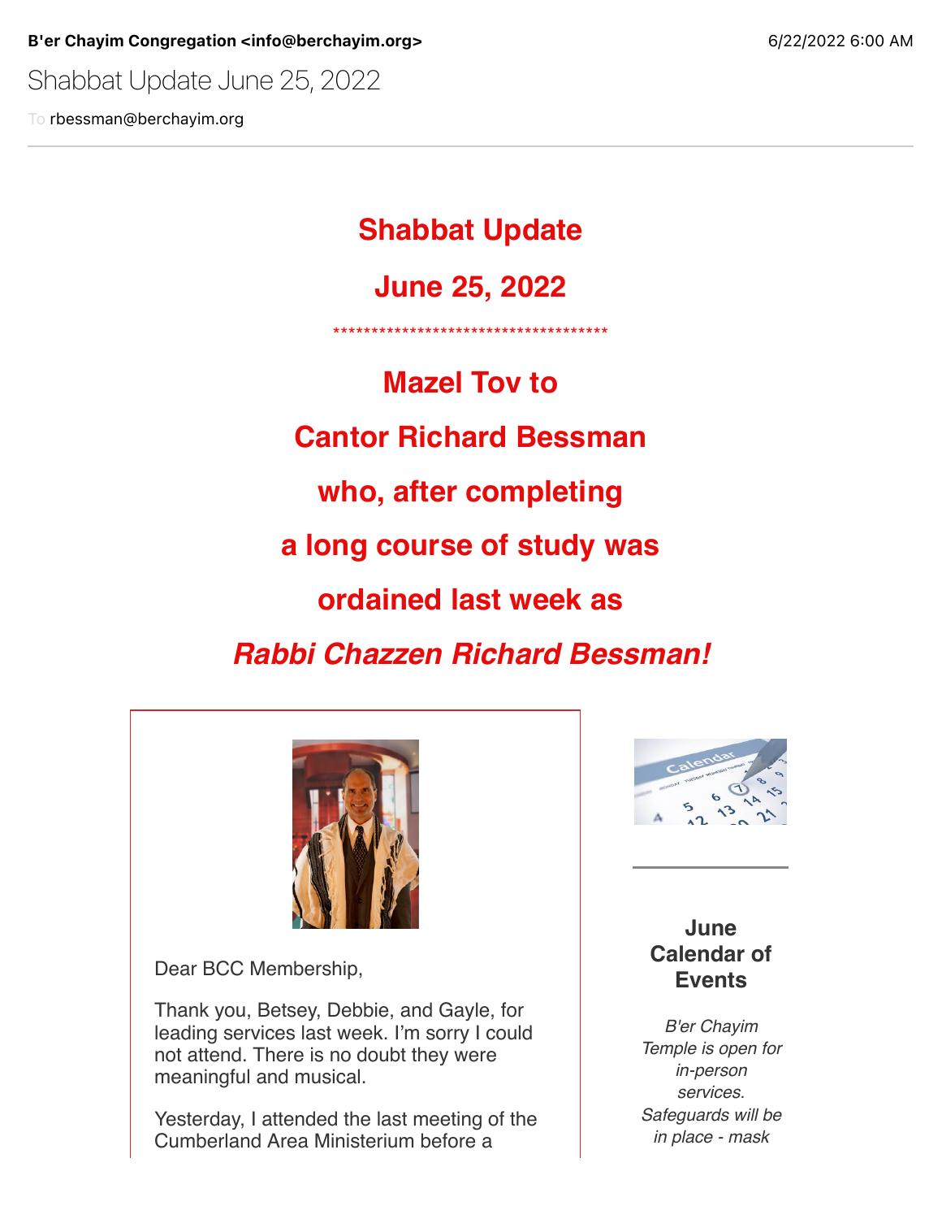**B'er Chayim Congregation <info@berchayim.org>** 6/22/2022 6:00 AM

Shabbat Update June 25, 2022

To rbessman@berchayim.org

# Shabbat Update

# June 25, 2022

************************************

## Mazel Tov to

## Cantor Richard Bessman

## who, after completing

## a long course of study was

## ordained last week as

## *Rabbi Chazzen Richard Bessman!*

Dear BCC Membership,

Thank you, Betsey, Debbie, and Gayle, for leading services last week. I'm sorry I could not attend. There is no doubt they were meaningful and musical.

Yesterday, I attended the last meeting of the Cumberland Area Ministerium before a

### June Calendar of Events

*B'er Chayim Temple is open for in-person services. Safeguards will be in place - mask*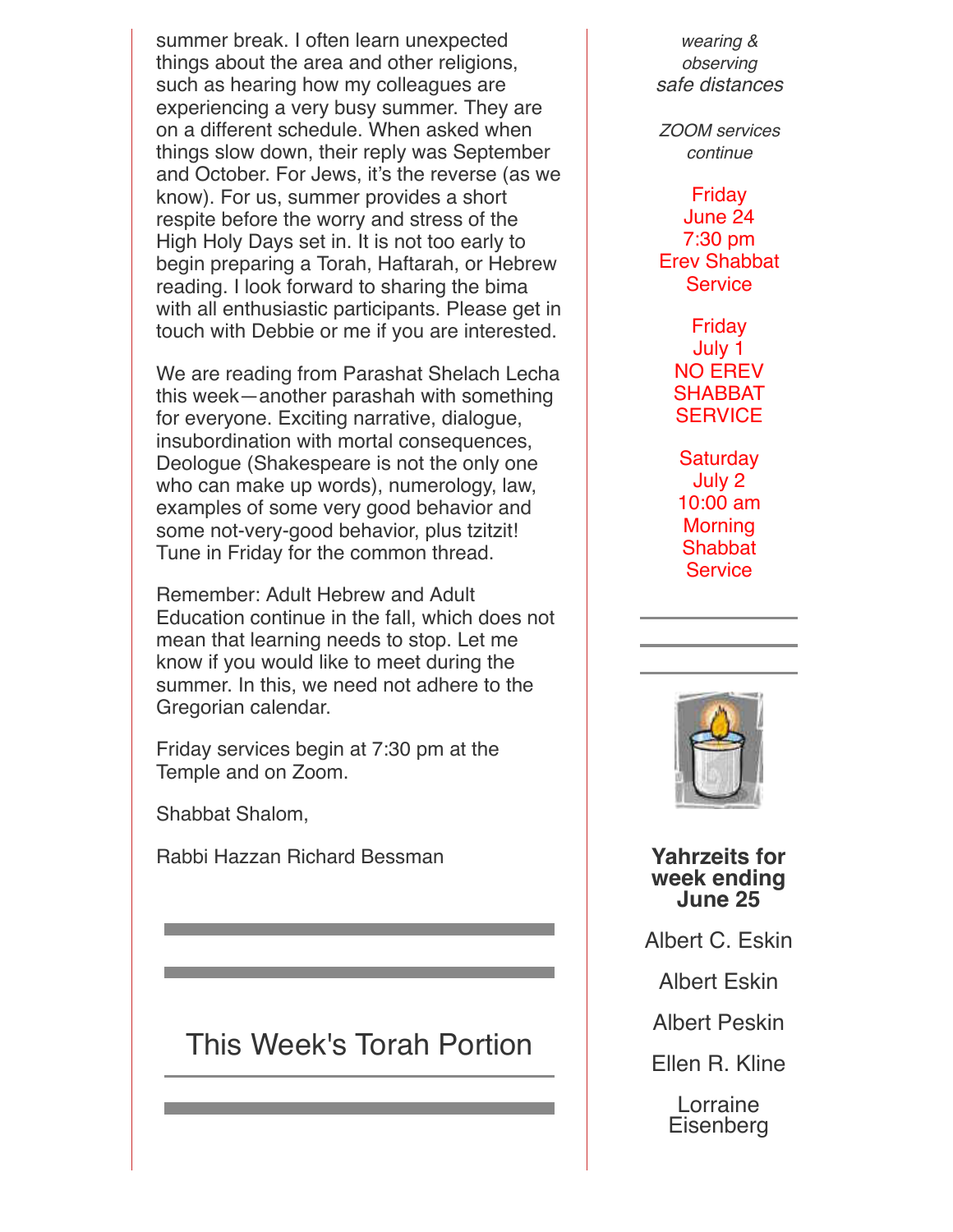summer break. I often learn unexpected things about the area and other religions, such as hearing how my colleagues are experiencing a very busy summer. They are on a different schedule. When asked when things slow down, their reply was September and October. For Jews, it's the reverse (as we know). For us, summer provides a short respite before the worry and stress of the High Holy Days set in. It is not too early to begin preparing a Torah, Haftarah, or Hebrew reading. I look forward to sharing the bima with all enthusiastic participants. Please get in touch with Debbie or me if you are interested.

We are reading from Parashat Shelach Lecha this week—another parashah with something for everyone. Exciting narrative, dialogue, insubordination with mortal consequences, Deologue (Shakespeare is not the only one who can make up words), numerology, law, examples of some very good behavior and some not-very-good behavior, plus tzitzit! Tune in Friday for the common thread.

Remember: Adult Hebrew and Adult Education continue in the fall, which does not mean that learning needs to stop. Let me know if you would like to meet during the summer. In this, we need not adhere to the Gregorian calendar.

Friday services begin at 7:30 pm at the Temple and on Zoom.

Shabbat Shalom,

Rabbi Hazzan Richard Bessman

## This Week's Torah Portion

*wearing & observing safe distances*

*ZOOM services continue*

Friday
June 24
7:30 pm
Erev Shabbat Service

Friday
July 1
NO EREV SHABBAT SERVICE

Saturday
July 2
10:00 am
Morning Shabbat Service

**Yahrzeits for week ending June 25**

Albert C. Eskin

Albert Eskin

Albert Peskin

Ellen R. Kline

Lorraine Eisenberg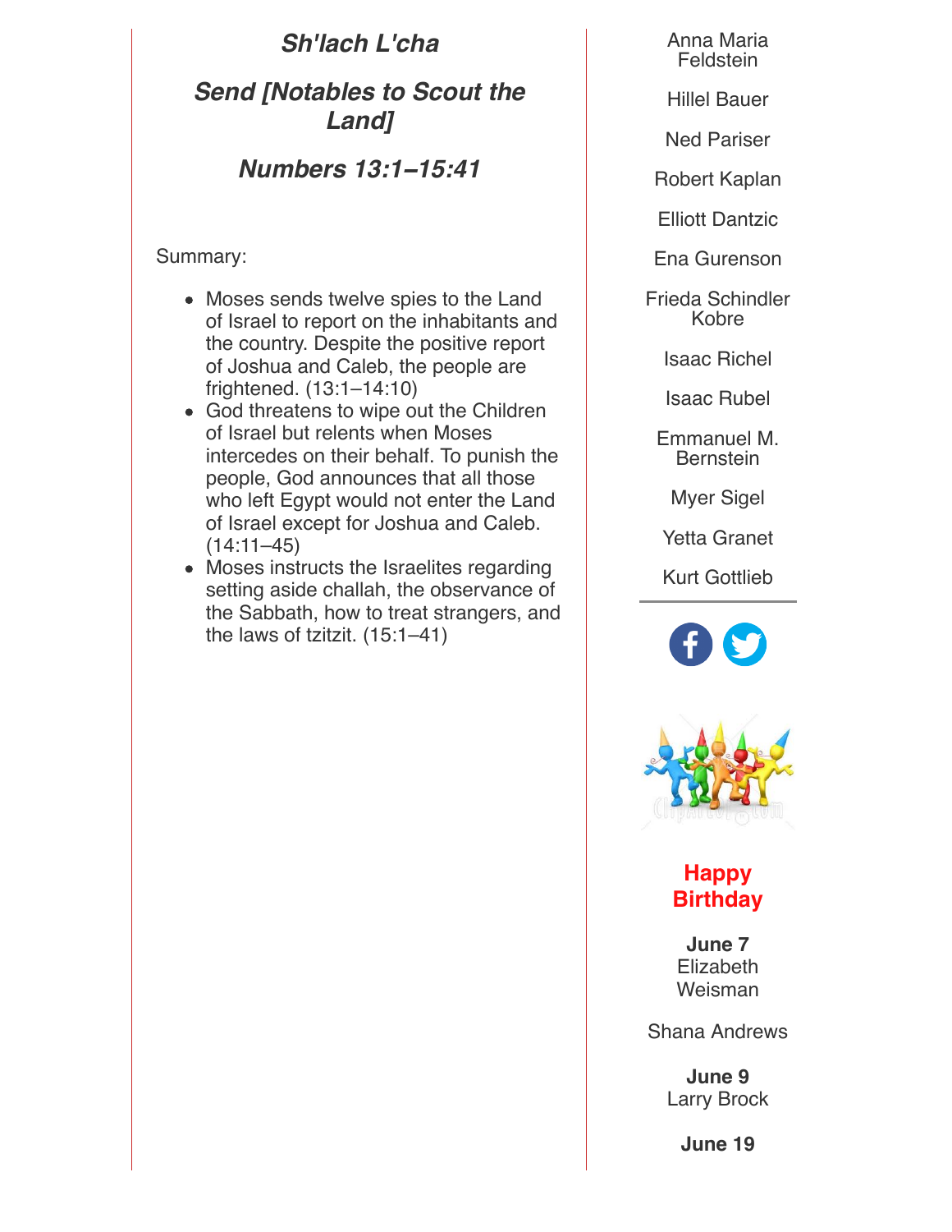## *Sh'lach L'cha*

## *Send [Notables to Scout the Land]*

## *Numbers 13:1–15:41*

Summary:

- Moses sends twelve spies to the Land of Israel to report on the inhabitants and the country. Despite the positive report of Joshua and Caleb, the people are frightened. (13:1–14:10)
- God threatens to wipe out the Children of Israel but relents when Moses intercedes on their behalf. To punish the people, God announces that all those who left Egypt would not enter the Land of Israel except for Joshua and Caleb. (14:11–45)
- Moses instructs the Israelites regarding setting aside challah, the observance of the Sabbath, how to treat strangers, and the laws of tzitzit. (15:1–41)

Anna Maria Feldstein

Hillel Bauer

Ned Pariser

Robert Kaplan

Elliott Dantzic

Ena Gurenson

Frieda Schindler Kobre

Isaac Richel

Isaac Rubel

Emmanuel M. Bernstein

Myer Sigel

Yetta Granet

Kurt Gottlieb

---

**Happy Birthday**

**June 7**
Elizabeth Weisman

Shana Andrews

**June 9**
Larry Brock

**June 19**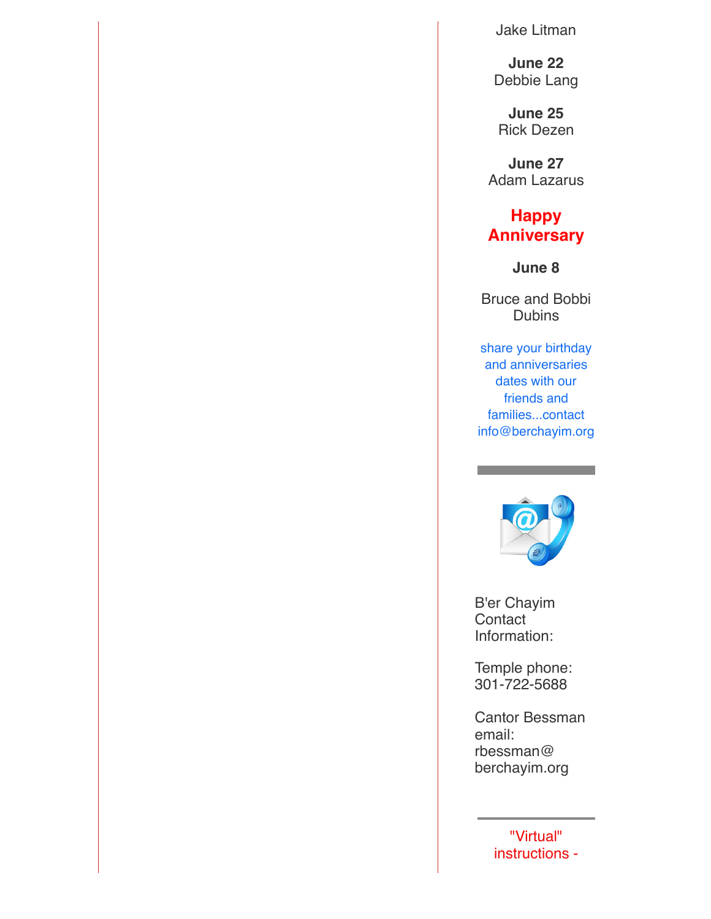Jake Litman

**June 22**
Debbie Lang

**June 25**
Rick Dezen

**June 27**
Adam Lazarus

## Happy Anniversary

**June 8**

Bruce and Bobbi Dubins

share your birthday and anniversaries dates with our friends and families...contact info@berchayim.org

---

B'er Chayim Contact Information:

Temple phone: 301-722-5688

Cantor Bessman email: rbessman@berchayim.org

---

"Virtual" instructions -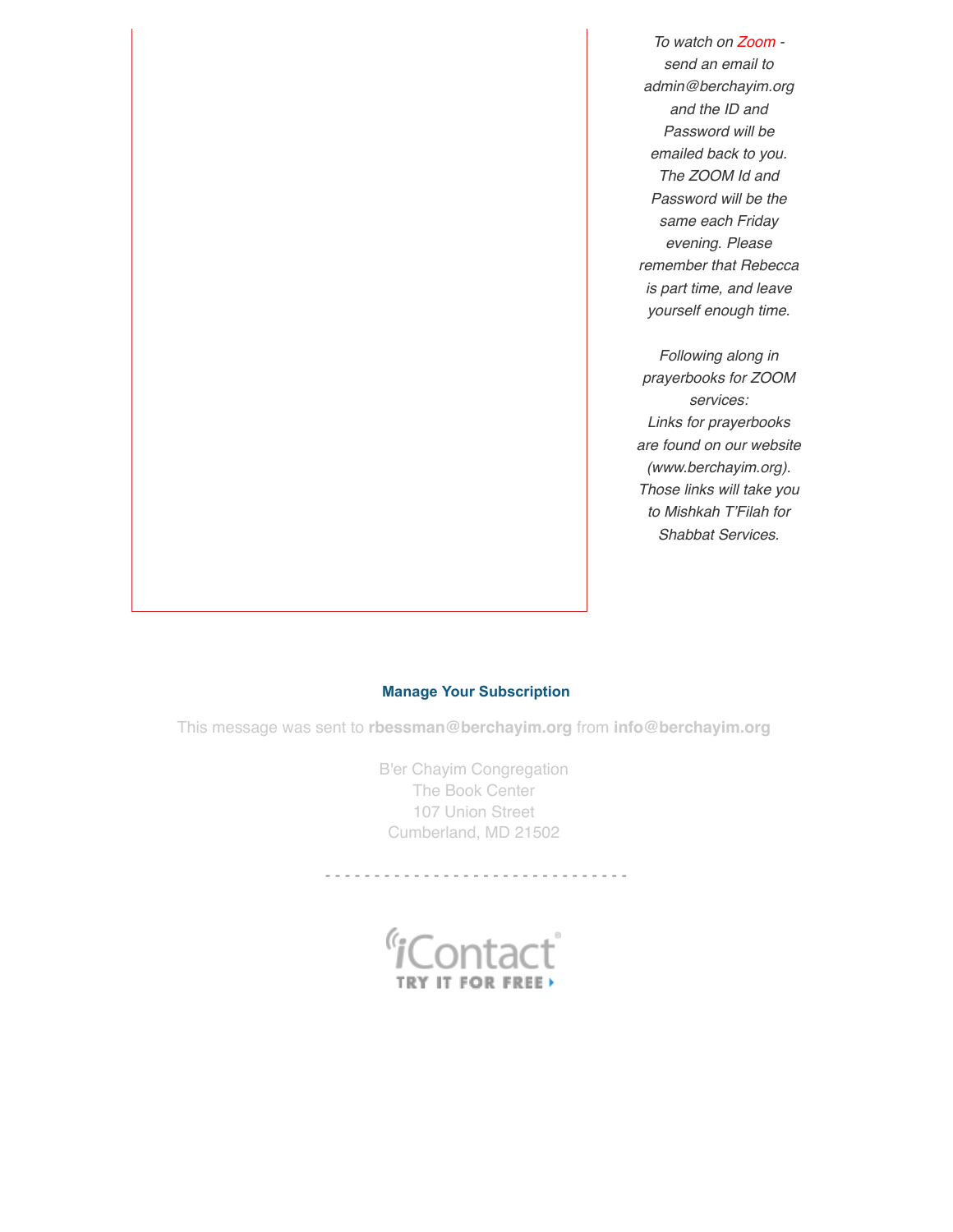*To watch on Zoom - send an email to admin@berchayim.org and the ID and Password will be emailed back to you. The ZOOM Id and Password will be the same each Friday evening. Please remember that Rebecca is part time, and leave yourself enough time.*

*Following along in prayerbooks for ZOOM services:*
*Links for prayerbooks are found on our website (www.berchayim.org). Those links will take you to Mishkah T'Filah for Shabbat Services.*

**Manage Your Subscription**

This message was sent to **rbessman@berchayim.org** from **info@berchayim.org**

B'er Chayim Congregation
The Book Center
107 Union Street
Cumberland, MD 21502

iContact
TRY IT FOR FREE